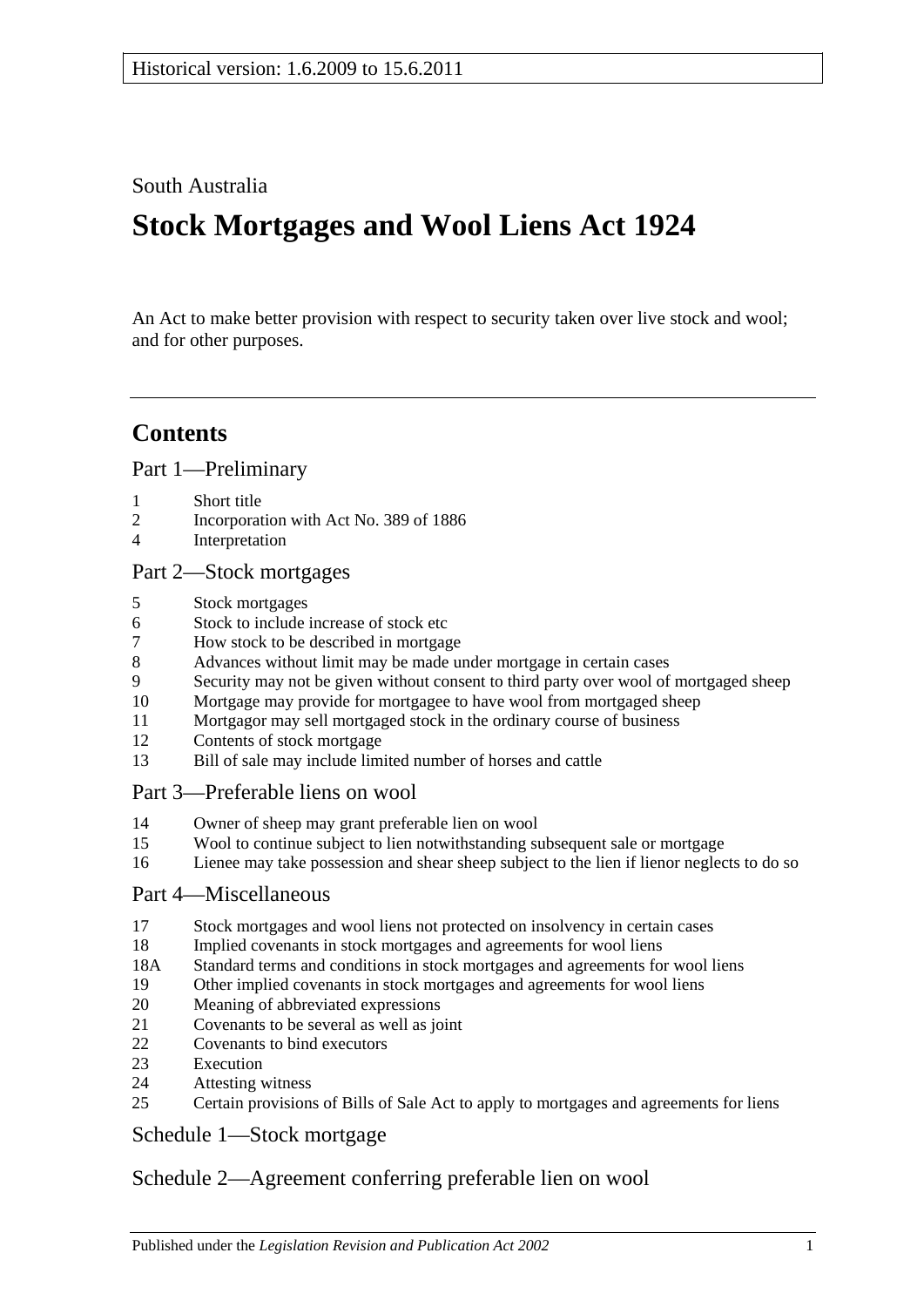Historical version: 1.6.2009 to 15.6.2011

South Australia

# Stock Mortgages and Wool Liens Act 1924

An Act to make better provision with respect to security taken over live stock and wool; and for other purposes.

## Contents

### Part 1—Preliminary

1 Short title
2 Incorporation with Act No. 389 of 1886
4 Interpretation

### Part 2—Stock mortgages

5 Stock mortgages
6 Stock to include increase of stock etc
7 How stock to be described in mortgage
8 Advances without limit may be made under mortgage in certain cases
9 Security may not be given without consent to third party over wool of mortgaged sheep
10 Mortgage may provide for mortgagee to have wool from mortgaged sheep
11 Mortgagor may sell mortgaged stock in the ordinary course of business
12 Contents of stock mortgage
13 Bill of sale may include limited number of horses and cattle

### Part 3—Preferable liens on wool

14 Owner of sheep may grant preferable lien on wool
15 Wool to continue subject to lien notwithstanding subsequent sale or mortgage
16 Lienee may take possession and shear sheep subject to the lien if lienor neglects to do so

### Part 4—Miscellaneous

17 Stock mortgages and wool liens not protected on insolvency in certain cases
18 Implied covenants in stock mortgages and agreements for wool liens
18A Standard terms and conditions in stock mortgages and agreements for wool liens
19 Other implied covenants in stock mortgages and agreements for wool liens
20 Meaning of abbreviated expressions
21 Covenants to be several as well as joint
22 Covenants to bind executors
23 Execution
24 Attesting witness
25 Certain provisions of Bills of Sale Act to apply to mortgages and agreements for liens

### Schedule 1—Stock mortgage

### Schedule 2—Agreement conferring preferable lien on wool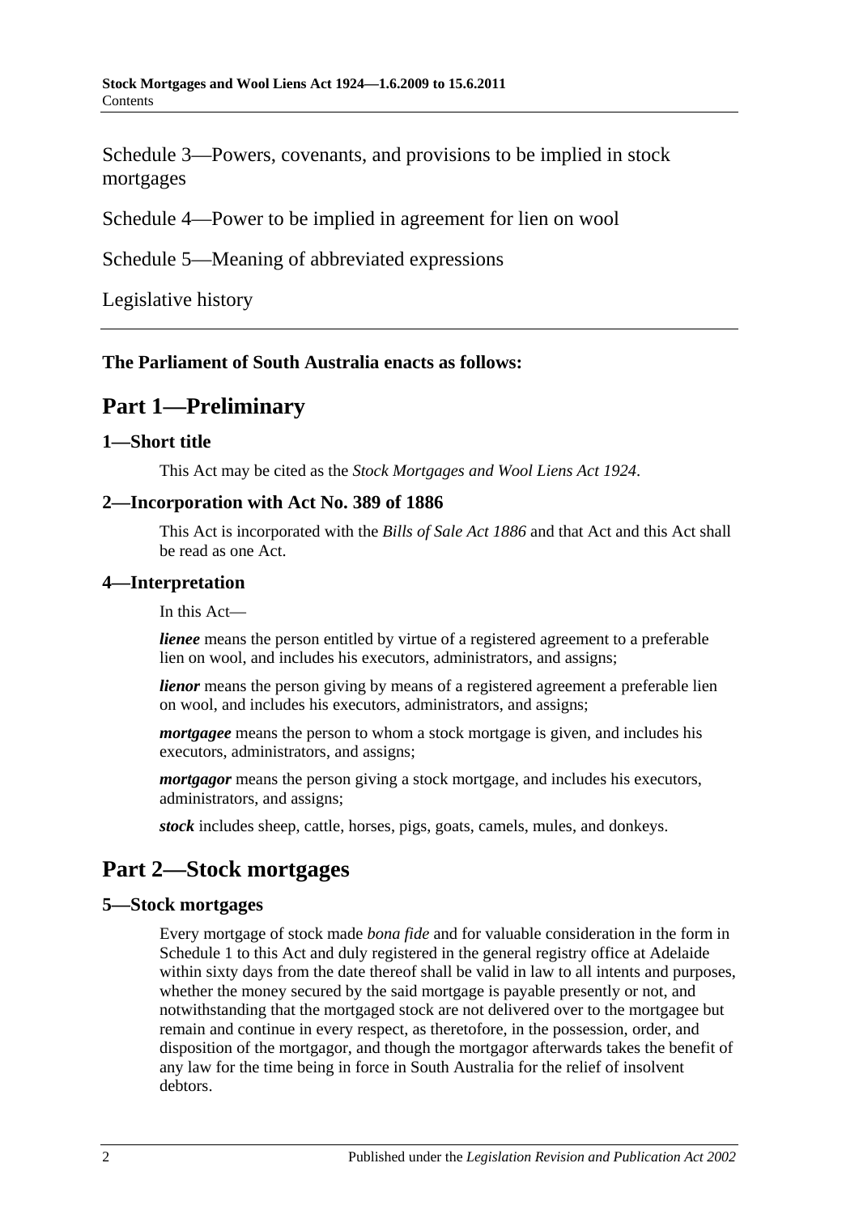Schedule 3—Powers, covenants, and provisions to be implied in stock mortgages

Schedule 4—Power to be implied in agreement for lien on wool

Schedule 5—Meaning of abbreviated expressions

Legislative history

---

**The Parliament of South Australia enacts as follows:**

# Part 1—Preliminary

### 1—Short title

This Act may be cited as the *Stock Mortgages and Wool Liens Act 1924*.

### 2—Incorporation with Act No. 389 of 1886

This Act is incorporated with the *Bills of Sale Act 1886* and that Act and this Act shall be read as one Act.

### 4—Interpretation

In this Act—

***lienee*** means the person entitled by virtue of a registered agreement to a preferable lien on wool, and includes his executors, administrators, and assigns;

***lienor*** means the person giving by means of a registered agreement a preferable lien on wool, and includes his executors, administrators, and assigns;

***mortgagee*** means the person to whom a stock mortgage is given, and includes his executors, administrators, and assigns;

***mortgagor*** means the person giving a stock mortgage, and includes his executors, administrators, and assigns;

***stock*** includes sheep, cattle, horses, pigs, goats, camels, mules, and donkeys.

# Part 2—Stock mortgages

### 5—Stock mortgages

Every mortgage of stock made *bona fide* and for valuable consideration in the form in Schedule 1 to this Act and duly registered in the general registry office at Adelaide within sixty days from the date thereof shall be valid in law to all intents and purposes, whether the money secured by the said mortgage is payable presently or not, and notwithstanding that the mortgaged stock are not delivered over to the mortgagee but remain and continue in every respect, as theretofore, in the possession, order, and disposition of the mortgagor, and though the mortgagor afterwards takes the benefit of any law for the time being in force in South Australia for the relief of insolvent debtors.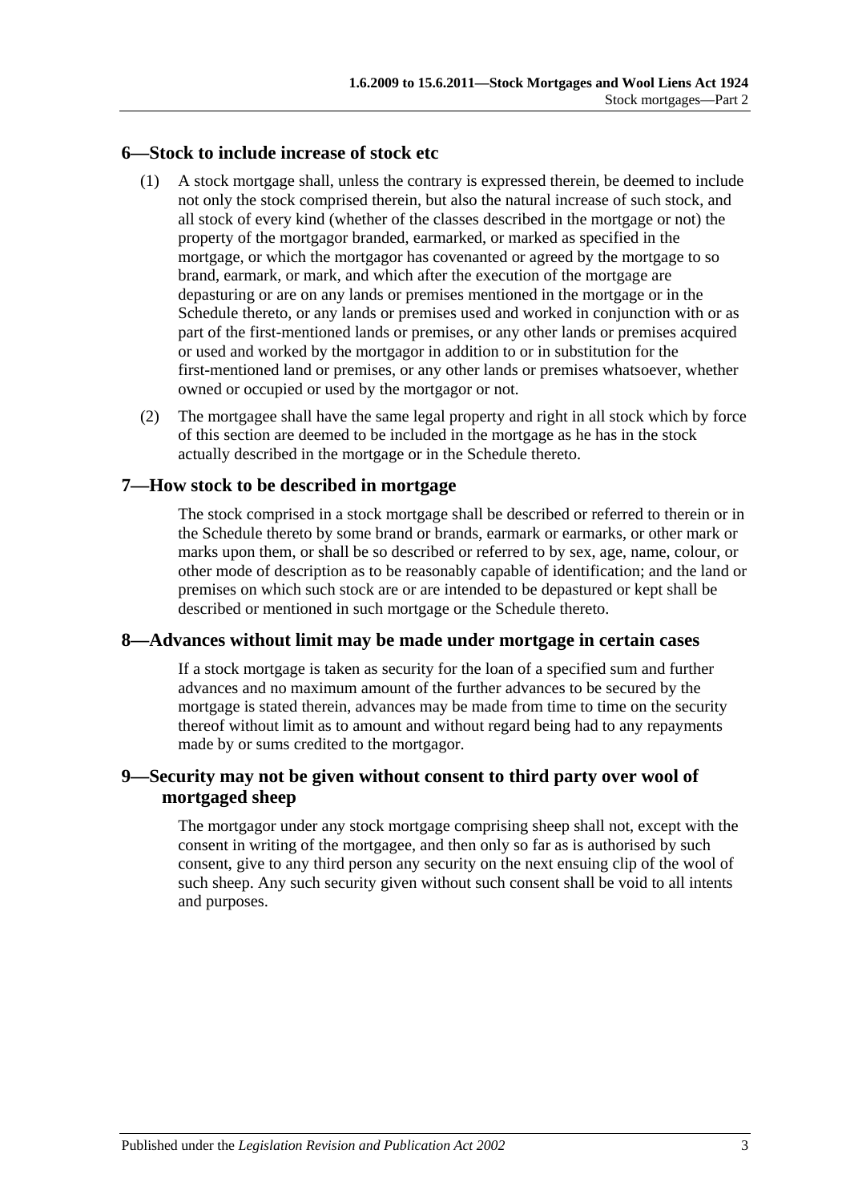## 6—Stock to include increase of stock etc

(1) A stock mortgage shall, unless the contrary is expressed therein, be deemed to include not only the stock comprised therein, but also the natural increase of such stock, and all stock of every kind (whether of the classes described in the mortgage or not) the property of the mortgagor branded, earmarked, or marked as specified in the mortgage, or which the mortgagor has covenanted or agreed by the mortgage to so brand, earmark, or mark, and which after the execution of the mortgage are depasturing or are on any lands or premises mentioned in the mortgage or in the Schedule thereto, or any lands or premises used and worked in conjunction with or as part of the first-mentioned lands or premises, or any other lands or premises acquired or used and worked by the mortgagor in addition to or in substitution for the first-mentioned land or premises, or any other lands or premises whatsoever, whether owned or occupied or used by the mortgagor or not.

(2) The mortgagee shall have the same legal property and right in all stock which by force of this section are deemed to be included in the mortgage as he has in the stock actually described in the mortgage or in the Schedule thereto.

## 7—How stock to be described in mortgage

The stock comprised in a stock mortgage shall be described or referred to therein or in the Schedule thereto by some brand or brands, earmark or earmarks, or other mark or marks upon them, or shall be so described or referred to by sex, age, name, colour, or other mode of description as to be reasonably capable of identification; and the land or premises on which such stock are or are intended to be depastured or kept shall be described or mentioned in such mortgage or the Schedule thereto.

## 8—Advances without limit may be made under mortgage in certain cases

If a stock mortgage is taken as security for the loan of a specified sum and further advances and no maximum amount of the further advances to be secured by the mortgage is stated therein, advances may be made from time to time on the security thereof without limit as to amount and without regard being had to any repayments made by or sums credited to the mortgagor.

## 9—Security may not be given without consent to third party over wool of mortgaged sheep

The mortgagor under any stock mortgage comprising sheep shall not, except with the consent in writing of the mortgagee, and then only so far as is authorised by such consent, give to any third person any security on the next ensuing clip of the wool of such sheep. Any such security given without such consent shall be void to all intents and purposes.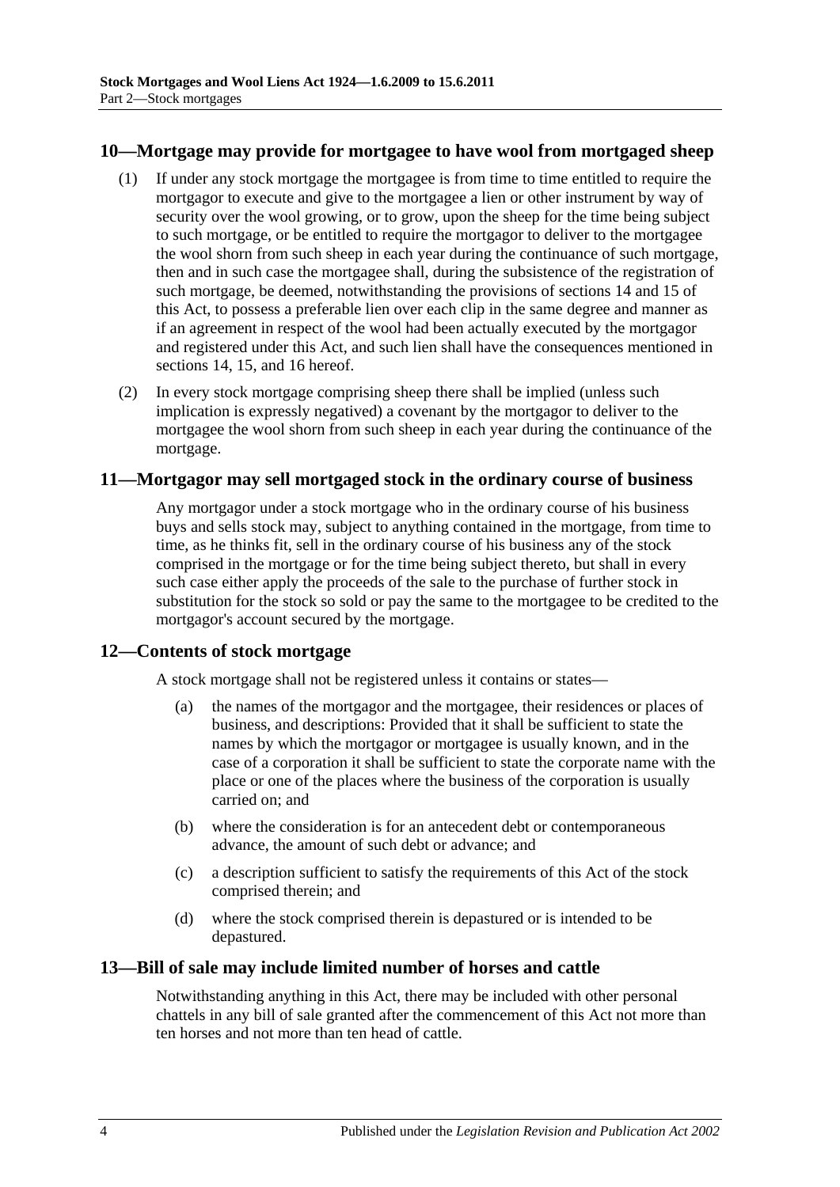## 10—Mortgage may provide for mortgagee to have wool from mortgaged sheep

(1) If under any stock mortgage the mortgagee is from time to time entitled to require the mortgagor to execute and give to the mortgagee a lien or other instrument by way of security over the wool growing, or to grow, upon the sheep for the time being subject to such mortgage, or be entitled to require the mortgagor to deliver to the mortgagee the wool shorn from such sheep in each year during the continuance of such mortgage, then and in such case the mortgagee shall, during the subsistence of the registration of such mortgage, be deemed, notwithstanding the provisions of sections 14 and 15 of this Act, to possess a preferable lien over each clip in the same degree and manner as if an agreement in respect of the wool had been actually executed by the mortgagor and registered under this Act, and such lien shall have the consequences mentioned in sections 14, 15, and 16 hereof.

(2) In every stock mortgage comprising sheep there shall be implied (unless such implication is expressly negatived) a covenant by the mortgagor to deliver to the mortgagee the wool shorn from such sheep in each year during the continuance of the mortgage.

## 11—Mortgagor may sell mortgaged stock in the ordinary course of business

Any mortgagor under a stock mortgage who in the ordinary course of his business buys and sells stock may, subject to anything contained in the mortgage, from time to time, as he thinks fit, sell in the ordinary course of his business any of the stock comprised in the mortgage or for the time being subject thereto, but shall in every such case either apply the proceeds of the sale to the purchase of further stock in substitution for the stock so sold or pay the same to the mortgagee to be credited to the mortgagor's account secured by the mortgage.

## 12—Contents of stock mortgage

A stock mortgage shall not be registered unless it contains or states—

(a) the names of the mortgagor and the mortgagee, their residences or places of business, and descriptions: Provided that it shall be sufficient to state the names by which the mortgagor or mortgagee is usually known, and in the case of a corporation it shall be sufficient to state the corporate name with the place or one of the places where the business of the corporation is usually carried on; and

(b) where the consideration is for an antecedent debt or contemporaneous advance, the amount of such debt or advance; and

(c) a description sufficient to satisfy the requirements of this Act of the stock comprised therein; and

(d) where the stock comprised therein is depastured or is intended to be depastured.

## 13—Bill of sale may include limited number of horses and cattle

Notwithstanding anything in this Act, there may be included with other personal chattels in any bill of sale granted after the commencement of this Act not more than ten horses and not more than ten head of cattle.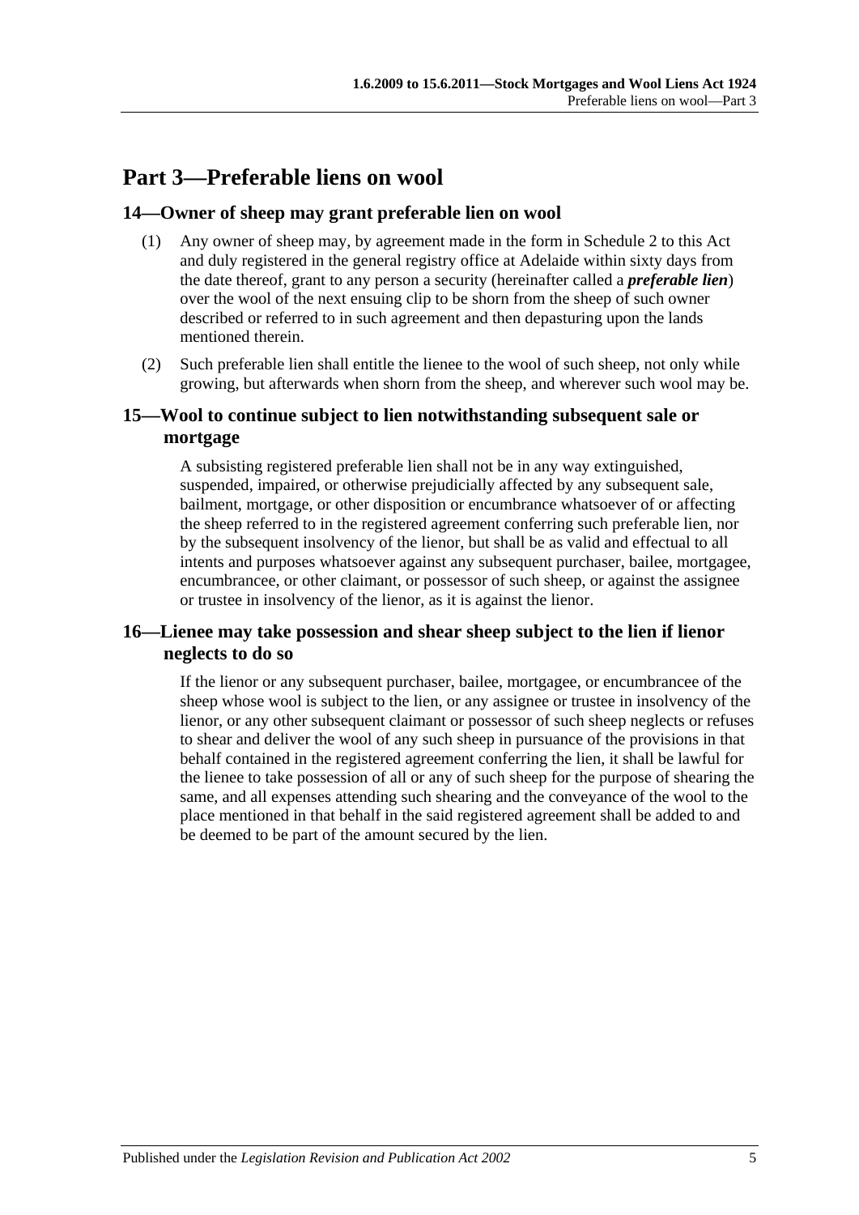# Part 3—Preferable liens on wool

## 14—Owner of sheep may grant preferable lien on wool

(1) Any owner of sheep may, by agreement made in the form in Schedule 2 to this Act and duly registered in the general registry office at Adelaide within sixty days from the date thereof, grant to any person a security (hereinafter called a ***preferable lien***) over the wool of the next ensuing clip to be shorn from the sheep of such owner described or referred to in such agreement and then depasturing upon the lands mentioned therein.

(2) Such preferable lien shall entitle the lienee to the wool of such sheep, not only while growing, but afterwards when shorn from the sheep, and wherever such wool may be.

## 15—Wool to continue subject to lien notwithstanding subsequent sale or mortgage

A subsisting registered preferable lien shall not be in any way extinguished, suspended, impaired, or otherwise prejudicially affected by any subsequent sale, bailment, mortgage, or other disposition or encumbrance whatsoever of or affecting the sheep referred to in the registered agreement conferring such preferable lien, nor by the subsequent insolvency of the lienor, but shall be as valid and effectual to all intents and purposes whatsoever against any subsequent purchaser, bailee, mortgagee, encumbrancee, or other claimant, or possessor of such sheep, or against the assignee or trustee in insolvency of the lienor, as it is against the lienor.

## 16—Lienee may take possession and shear sheep subject to the lien if lienor neglects to do so

If the lienor or any subsequent purchaser, bailee, mortgagee, or encumbrancee of the sheep whose wool is subject to the lien, or any assignee or trustee in insolvency of the lienor, or any other subsequent claimant or possessor of such sheep neglects or refuses to shear and deliver the wool of any such sheep in pursuance of the provisions in that behalf contained in the registered agreement conferring the lien, it shall be lawful for the lienee to take possession of all or any of such sheep for the purpose of shearing the same, and all expenses attending such shearing and the conveyance of the wool to the place mentioned in that behalf in the said registered agreement shall be added to and be deemed to be part of the amount secured by the lien.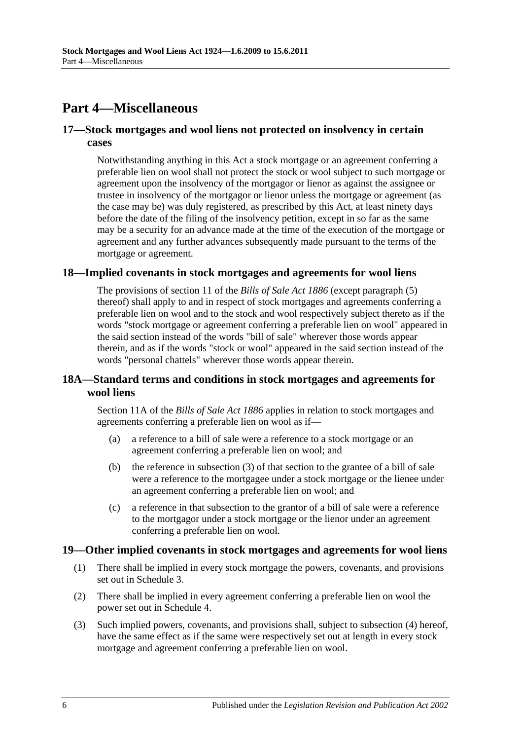# Part 4—Miscellaneous

## 17—Stock mortgages and wool liens not protected on insolvency in certain cases

Notwithstanding anything in this Act a stock mortgage or an agreement conferring a preferable lien on wool shall not protect the stock or wool subject to such mortgage or agreement upon the insolvency of the mortgagor or lienor as against the assignee or trustee in insolvency of the mortgagor or lienor unless the mortgage or agreement (as the case may be) was duly registered, as prescribed by this Act, at least ninety days before the date of the filing of the insolvency petition, except in so far as the same may be a security for an advance made at the time of the execution of the mortgage or agreement and any further advances subsequently made pursuant to the terms of the mortgage or agreement.

## 18—Implied covenants in stock mortgages and agreements for wool liens

The provisions of section 11 of the *Bills of Sale Act 1886* (except paragraph (5) thereof) shall apply to and in respect of stock mortgages and agreements conferring a preferable lien on wool and to the stock and wool respectively subject thereto as if the words "stock mortgage or agreement conferring a preferable lien on wool" appeared in the said section instead of the words "bill of sale" wherever those words appear therein, and as if the words "stock or wool" appeared in the said section instead of the words "personal chattels" wherever those words appear therein.

## 18A—Standard terms and conditions in stock mortgages and agreements for wool liens

Section 11A of the *Bills of Sale Act 1886* applies in relation to stock mortgages and agreements conferring a preferable lien on wool as if—

(a) a reference to a bill of sale were a reference to a stock mortgage or an agreement conferring a preferable lien on wool; and

(b) the reference in subsection (3) of that section to the grantee of a bill of sale were a reference to the mortgagee under a stock mortgage or the lienee under an agreement conferring a preferable lien on wool; and

(c) a reference in that subsection to the grantor of a bill of sale were a reference to the mortgagor under a stock mortgage or the lienor under an agreement conferring a preferable lien on wool.

## 19—Other implied covenants in stock mortgages and agreements for wool liens

(1) There shall be implied in every stock mortgage the powers, covenants, and provisions set out in Schedule 3.

(2) There shall be implied in every agreement conferring a preferable lien on wool the power set out in Schedule 4.

(3) Such implied powers, covenants, and provisions shall, subject to subsection (4) hereof, have the same effect as if the same were respectively set out at length in every stock mortgage and agreement conferring a preferable lien on wool.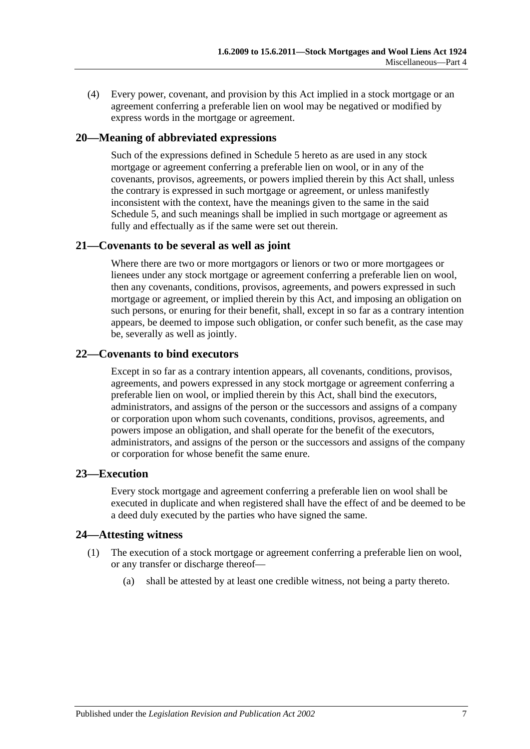(4) Every power, covenant, and provision by this Act implied in a stock mortgage or an agreement conferring a preferable lien on wool may be negatived or modified by express words in the mortgage or agreement.

## 20—Meaning of abbreviated expressions

Such of the expressions defined in Schedule 5 hereto as are used in any stock mortgage or agreement conferring a preferable lien on wool, or in any of the covenants, provisos, agreements, or powers implied therein by this Act shall, unless the contrary is expressed in such mortgage or agreement, or unless manifestly inconsistent with the context, have the meanings given to the same in the said Schedule 5, and such meanings shall be implied in such mortgage or agreement as fully and effectually as if the same were set out therein.

## 21—Covenants to be several as well as joint

Where there are two or more mortgagors or lienors or two or more mortgagees or lienees under any stock mortgage or agreement conferring a preferable lien on wool, then any covenants, conditions, provisos, agreements, and powers expressed in such mortgage or agreement, or implied therein by this Act, and imposing an obligation on such persons, or enuring for their benefit, shall, except in so far as a contrary intention appears, be deemed to impose such obligation, or confer such benefit, as the case may be, severally as well as jointly.

## 22—Covenants to bind executors

Except in so far as a contrary intention appears, all covenants, conditions, provisos, agreements, and powers expressed in any stock mortgage or agreement conferring a preferable lien on wool, or implied therein by this Act, shall bind the executors, administrators, and assigns of the person or the successors and assigns of a company or corporation upon whom such covenants, conditions, provisos, agreements, and powers impose an obligation, and shall operate for the benefit of the executors, administrators, and assigns of the person or the successors and assigns of the company or corporation for whose benefit the same enure.

## 23—Execution

Every stock mortgage and agreement conferring a preferable lien on wool shall be executed in duplicate and when registered shall have the effect of and be deemed to be a deed duly executed by the parties who have signed the same.

## 24—Attesting witness

(1) The execution of a stock mortgage or agreement conferring a preferable lien on wool, or any transfer or discharge thereof—

(a) shall be attested by at least one credible witness, not being a party thereto.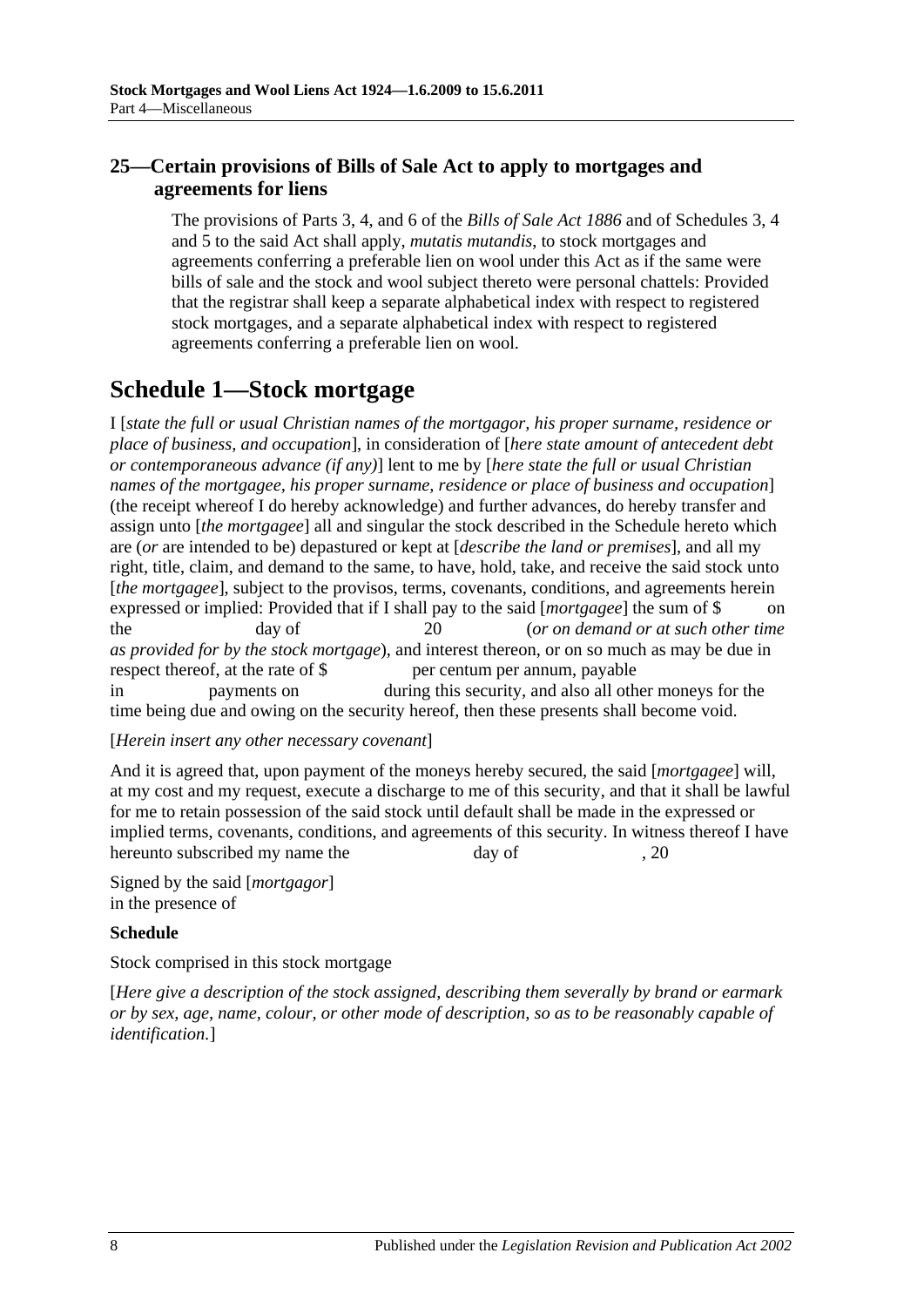## 25—Certain provisions of Bills of Sale Act to apply to mortgages and agreements for liens

The provisions of Parts 3, 4, and 6 of the *Bills of Sale Act 1886* and of Schedules 3, 4 and 5 to the said Act shall apply, *mutatis mutandis*, to stock mortgages and agreements conferring a preferable lien on wool under this Act as if the same were bills of sale and the stock and wool subject thereto were personal chattels: Provided that the registrar shall keep a separate alphabetical index with respect to registered stock mortgages, and a separate alphabetical index with respect to registered agreements conferring a preferable lien on wool.

# Schedule 1—Stock mortgage

I [*state the full or usual Christian names of the mortgagor, his proper surname, residence or place of business, and occupation*], in consideration of [*here state amount of antecedent debt or contemporaneous advance (if any)*] lent to me by [*here state the full or usual Christian names of the mortgagee, his proper surname, residence or place of business and occupation*] (the receipt whereof I do hereby acknowledge) and further advances, do hereby transfer and assign unto [*the mortgagee*] all and singular the stock described in the Schedule hereto which are (*or* are intended to be) depastured or kept at [*describe the land or premises*], and all my right, title, claim, and demand to the same, to have, hold, take, and receive the said stock unto [*the mortgagee*], subject to the provisos, terms, covenants, conditions, and agreements herein expressed or implied: Provided that if I shall pay to the said [*mortgagee*] the sum of $ on the day of 20 (*or on demand or at such other time as provided for by the stock mortgage*), and interest thereon, or on so much as may be due in respect thereof, at the rate of $ per centum per annum, payable in payments on during this security, and also all other moneys for the time being due and owing on the security hereof, then these presents shall become void.

[*Herein insert any other necessary covenant*]

And it is agreed that, upon payment of the moneys hereby secured, the said [*mortgagee*] will, at my cost and my request, execute a discharge to me of this security, and that it shall be lawful for me to retain possession of the said stock until default shall be made in the expressed or implied terms, covenants, conditions, and agreements of this security. In witness thereof I have hereunto subscribed my name the day of , 20

Signed by the said [*mortgagor*]
in the presence of

**Schedule**

Stock comprised in this stock mortgage

[*Here give a description of the stock assigned, describing them severally by brand or earmark or by sex, age, name, colour, or other mode of description, so as to be reasonably capable of identification.*]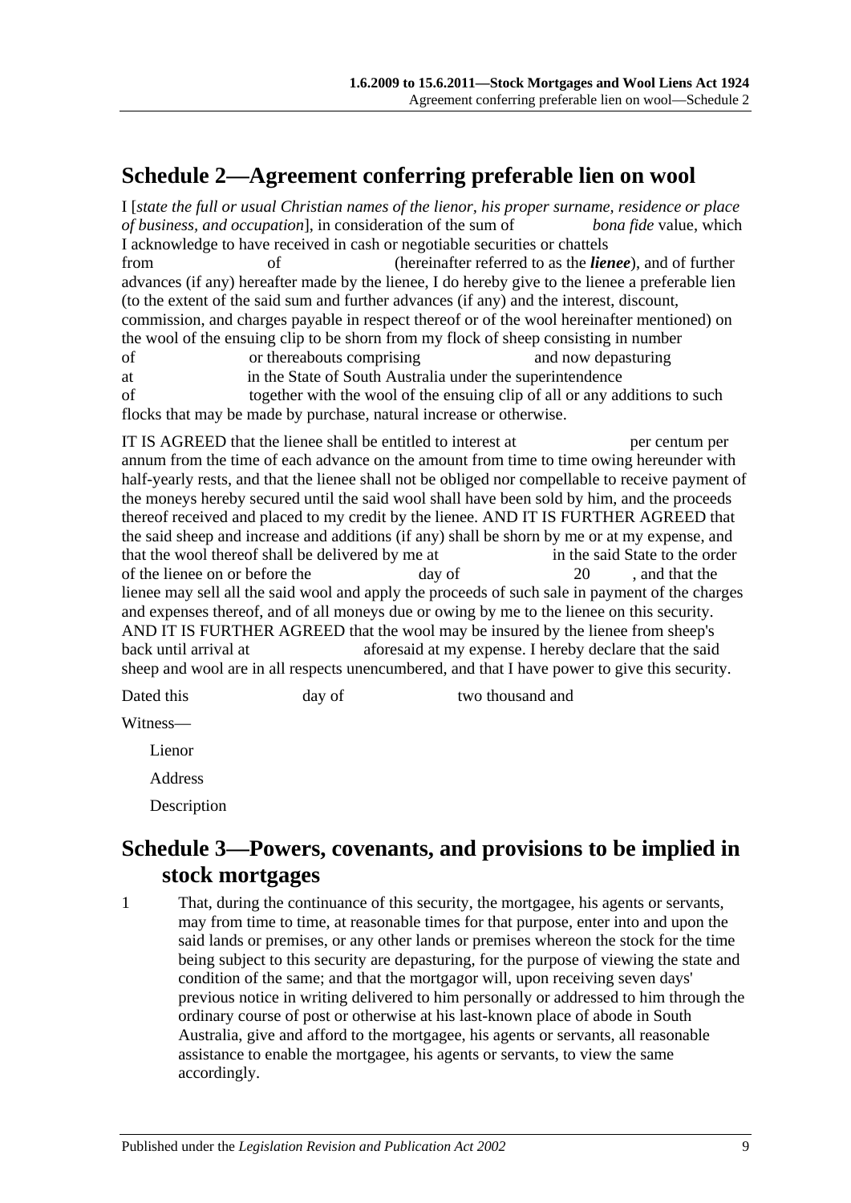## Schedule 2—Agreement conferring preferable lien on wool

I [*state the full or usual Christian names of the lienor, his proper surname, residence or place of business, and occupation*], in consideration of the sum of *bona fide* value, which I acknowledge to have received in cash or negotiable securities or chattels from of (hereinafter referred to as the ***lienee***), and of further advances (if any) hereafter made by the lienee, I do hereby give to the lienee a preferable lien (to the extent of the said sum and further advances (if any) and the interest, discount, commission, and charges payable in respect thereof or of the wool hereinafter mentioned) on the wool of the ensuing clip to be shorn from my flock of sheep consisting in number of or thereabouts comprising and now depasturing at in the State of South Australia under the superintendence of together with the wool of the ensuing clip of all or any additions to such flocks that may be made by purchase, natural increase or otherwise.

IT IS AGREED that the lienee shall be entitled to interest at per centum per annum from the time of each advance on the amount from time to time owing hereunder with half-yearly rests, and that the lienee shall not be obliged nor compellable to receive payment of the moneys hereby secured until the said wool shall have been sold by him, and the proceeds thereof received and placed to my credit by the lienee. AND IT IS FURTHER AGREED that the said sheep and increase and additions (if any) shall be shorn by me or at my expense, and that the wool thereof shall be delivered by me at in the said State to the order of the lienee on or before the day of 20 , and that the lienee may sell all the said wool and apply the proceeds of such sale in payment of the charges and expenses thereof, and of all moneys due or owing by me to the lienee on this security. AND IT IS FURTHER AGREED that the wool may be insured by the lienee from sheep's back until arrival at aforesaid at my expense. I hereby declare that the said sheep and wool are in all respects unencumbered, and that I have power to give this security.

Dated this day of two thousand and

Witness—

Lienor

Address

Description

## Schedule 3—Powers, covenants, and provisions to be implied in stock mortgages

1 That, during the continuance of this security, the mortgagee, his agents or servants, may from time to time, at reasonable times for that purpose, enter into and upon the said lands or premises, or any other lands or premises whereon the stock for the time being subject to this security are depasturing, for the purpose of viewing the state and condition of the same; and that the mortgagor will, upon receiving seven days' previous notice in writing delivered to him personally or addressed to him through the ordinary course of post or otherwise at his last-known place of abode in South Australia, give and afford to the mortgagee, his agents or servants, all reasonable assistance to enable the mortgagee, his agents or servants, to view the same accordingly.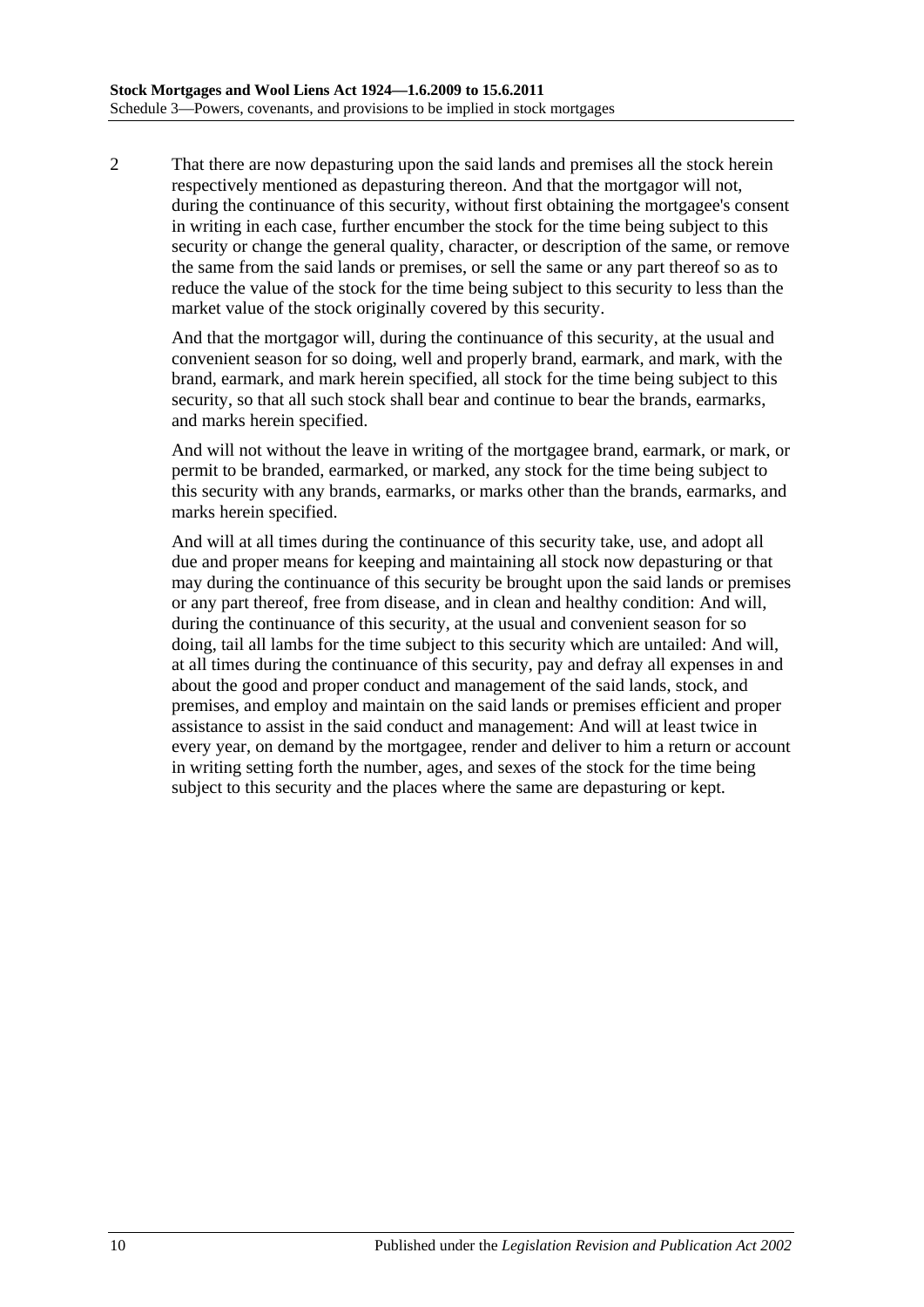2 That there are now depasturing upon the said lands and premises all the stock herein respectively mentioned as depasturing thereon. And that the mortgagor will not, during the continuance of this security, without first obtaining the mortgagee's consent in writing in each case, further encumber the stock for the time being subject to this security or change the general quality, character, or description of the same, or remove the same from the said lands or premises, or sell the same or any part thereof so as to reduce the value of the stock for the time being subject to this security to less than the market value of the stock originally covered by this security.

And that the mortgagor will, during the continuance of this security, at the usual and convenient season for so doing, well and properly brand, earmark, and mark, with the brand, earmark, and mark herein specified, all stock for the time being subject to this security, so that all such stock shall bear and continue to bear the brands, earmarks, and marks herein specified.

And will not without the leave in writing of the mortgagee brand, earmark, or mark, or permit to be branded, earmarked, or marked, any stock for the time being subject to this security with any brands, earmarks, or marks other than the brands, earmarks, and marks herein specified.

And will at all times during the continuance of this security take, use, and adopt all due and proper means for keeping and maintaining all stock now depasturing or that may during the continuance of this security be brought upon the said lands or premises or any part thereof, free from disease, and in clean and healthy condition: And will, during the continuance of this security, at the usual and convenient season for so doing, tail all lambs for the time subject to this security which are untailed: And will, at all times during the continuance of this security, pay and defray all expenses in and about the good and proper conduct and management of the said lands, stock, and premises, and employ and maintain on the said lands or premises efficient and proper assistance to assist in the said conduct and management: And will at least twice in every year, on demand by the mortgagee, render and deliver to him a return or account in writing setting forth the number, ages, and sexes of the stock for the time being subject to this security and the places where the same are depasturing or kept.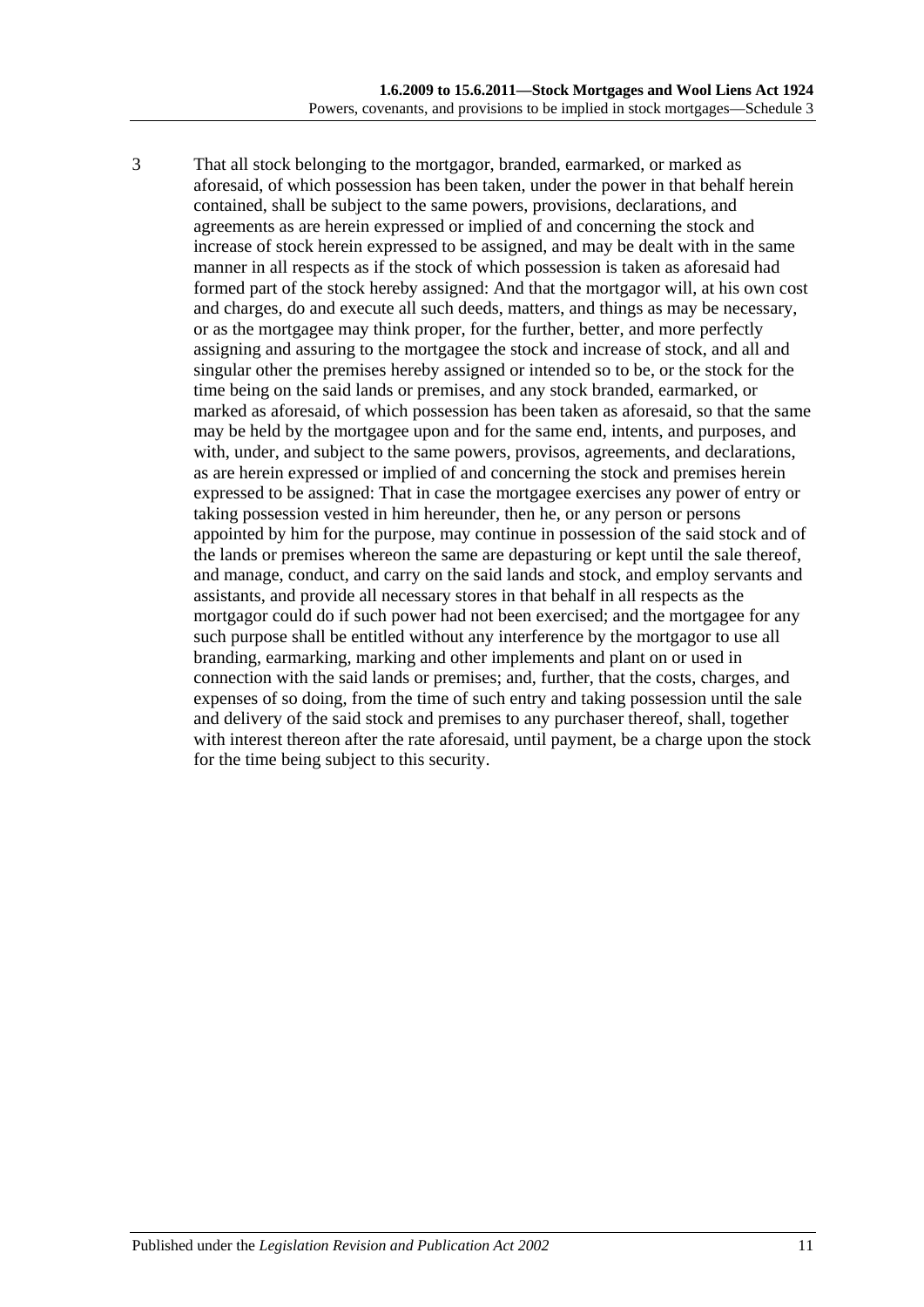3 That all stock belonging to the mortgagor, branded, earmarked, or marked as aforesaid, of which possession has been taken, under the power in that behalf herein contained, shall be subject to the same powers, provisions, declarations, and agreements as are herein expressed or implied of and concerning the stock and increase of stock herein expressed to be assigned, and may be dealt with in the same manner in all respects as if the stock of which possession is taken as aforesaid had formed part of the stock hereby assigned: And that the mortgagor will, at his own cost and charges, do and execute all such deeds, matters, and things as may be necessary, or as the mortgagee may think proper, for the further, better, and more perfectly assigning and assuring to the mortgagee the stock and increase of stock, and all and singular other the premises hereby assigned or intended so to be, or the stock for the time being on the said lands or premises, and any stock branded, earmarked, or marked as aforesaid, of which possession has been taken as aforesaid, so that the same may be held by the mortgagee upon and for the same end, intents, and purposes, and with, under, and subject to the same powers, provisos, agreements, and declarations, as are herein expressed or implied of and concerning the stock and premises herein expressed to be assigned: That in case the mortgagee exercises any power of entry or taking possession vested in him hereunder, then he, or any person or persons appointed by him for the purpose, may continue in possession of the said stock and of the lands or premises whereon the same are depasturing or kept until the sale thereof, and manage, conduct, and carry on the said lands and stock, and employ servants and assistants, and provide all necessary stores in that behalf in all respects as the mortgagor could do if such power had not been exercised; and the mortgagee for any such purpose shall be entitled without any interference by the mortgagor to use all branding, earmarking, marking and other implements and plant on or used in connection with the said lands or premises; and, further, that the costs, charges, and expenses of so doing, from the time of such entry and taking possession until the sale and delivery of the said stock and premises to any purchaser thereof, shall, together with interest thereon after the rate aforesaid, until payment, be a charge upon the stock for the time being subject to this security.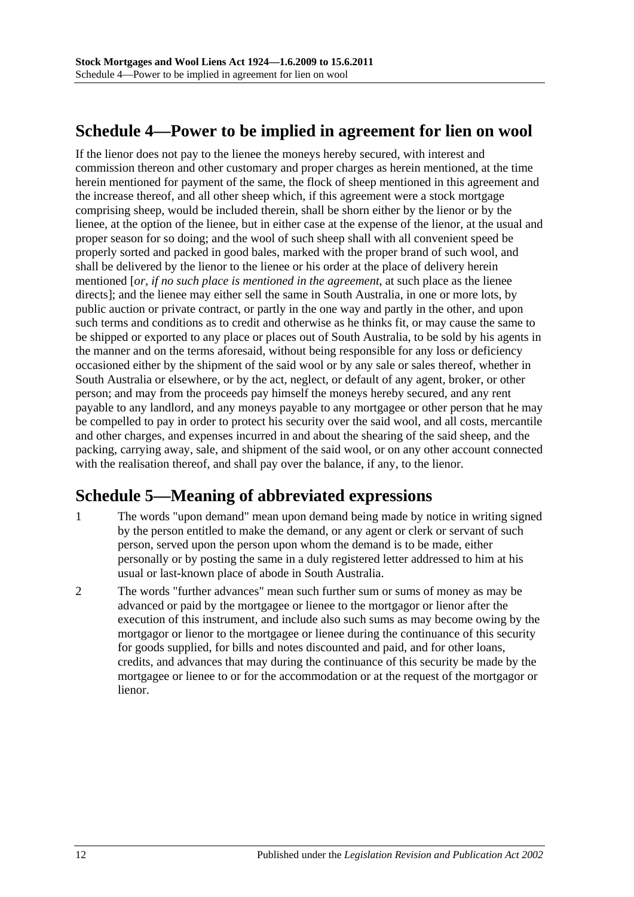## Schedule 4—Power to be implied in agreement for lien on wool

If the lienor does not pay to the lienee the moneys hereby secured, with interest and commission thereon and other customary and proper charges as herein mentioned, at the time herein mentioned for payment of the same, the flock of sheep mentioned in this agreement and the increase thereof, and all other sheep which, if this agreement were a stock mortgage comprising sheep, would be included therein, shall be shorn either by the lienor or by the lienee, at the option of the lienee, but in either case at the expense of the lienor, at the usual and proper season for so doing; and the wool of such sheep shall with all convenient speed be properly sorted and packed in good bales, marked with the proper brand of such wool, and shall be delivered by the lienor to the lienee or his order at the place of delivery herein mentioned [*or, if no such place is mentioned in the agreement,* at such place as the lienee directs]; and the lienee may either sell the same in South Australia, in one or more lots, by public auction or private contract, or partly in the one way and partly in the other, and upon such terms and conditions as to credit and otherwise as he thinks fit, or may cause the same to be shipped or exported to any place or places out of South Australia, to be sold by his agents in the manner and on the terms aforesaid, without being responsible for any loss or deficiency occasioned either by the shipment of the said wool or by any sale or sales thereof, whether in South Australia or elsewhere, or by the act, neglect, or default of any agent, broker, or other person; and may from the proceeds pay himself the moneys hereby secured, and any rent payable to any landlord, and any moneys payable to any mortgagee or other person that he may be compelled to pay in order to protect his security over the said wool, and all costs, mercantile and other charges, and expenses incurred in and about the shearing of the said sheep, and the packing, carrying away, sale, and shipment of the said wool, or on any other account connected with the realisation thereof, and shall pay over the balance, if any, to the lienor.

## Schedule 5—Meaning of abbreviated expressions

1 The words "upon demand" mean upon demand being made by notice in writing signed by the person entitled to make the demand, or any agent or clerk or servant of such person, served upon the person upon whom the demand is to be made, either personally or by posting the same in a duly registered letter addressed to him at his usual or last-known place of abode in South Australia.

2 The words "further advances" mean such further sum or sums of money as may be advanced or paid by the mortgagee or lienee to the mortgagor or lienor after the execution of this instrument, and include also such sums as may become owing by the mortgagor or lienor to the mortgagee or lienee during the continuance of this security for goods supplied, for bills and notes discounted and paid, and for other loans, credits, and advances that may during the continuance of this security be made by the mortgagee or lienee to or for the accommodation or at the request of the mortgagor or lienor.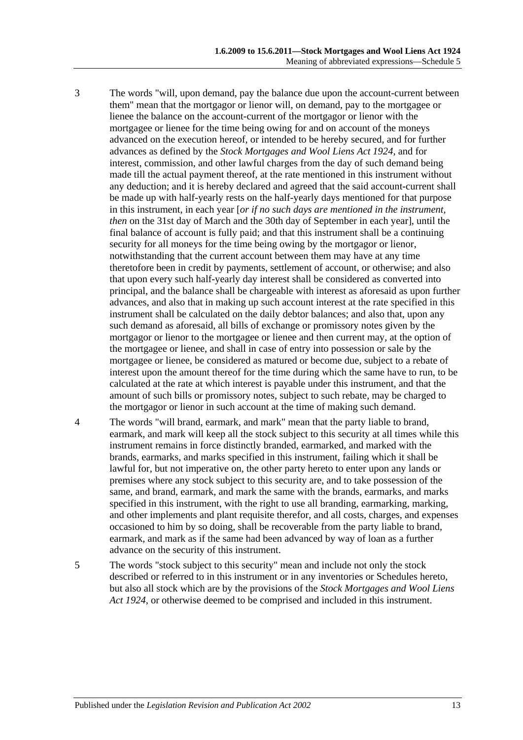3 The words "will, upon demand, pay the balance due upon the account-current between them" mean that the mortgagor or lienor will, on demand, pay to the mortgagee or lienee the balance on the account-current of the mortgagor or lienor with the mortgagee or lienee for the time being owing for and on account of the moneys advanced on the execution hereof, or intended to be hereby secured, and for further advances as defined by the *Stock Mortgages and Wool Liens Act 1924*, and for interest, commission, and other lawful charges from the day of such demand being made till the actual payment thereof, at the rate mentioned in this instrument without any deduction; and it is hereby declared and agreed that the said account-current shall be made up with half-yearly rests on the half-yearly days mentioned for that purpose in this instrument, in each year [*or if no such days are mentioned in the instrument, then* on the 31st day of March and the 30th day of September in each year], until the final balance of account is fully paid; and that this instrument shall be a continuing security for all moneys for the time being owing by the mortgagor or lienor, notwithstanding that the current account between them may have at any time theretofore been in credit by payments, settlement of account, or otherwise; and also that upon every such half-yearly day interest shall be considered as converted into principal, and the balance shall be chargeable with interest as aforesaid as upon further advances, and also that in making up such account interest at the rate specified in this instrument shall be calculated on the daily debtor balances; and also that, upon any such demand as aforesaid, all bills of exchange or promissory notes given by the mortgagor or lienor to the mortgagee or lienee and then current may, at the option of the mortgagee or lienee, and shall in case of entry into possession or sale by the mortgagee or lienee, be considered as matured or become due, subject to a rebate of interest upon the amount thereof for the time during which the same have to run, to be calculated at the rate at which interest is payable under this instrument, and that the amount of such bills or promissory notes, subject to such rebate, may be charged to the mortgagor or lienor in such account at the time of making such demand.

4 The words "will brand, earmark, and mark" mean that the party liable to brand, earmark, and mark will keep all the stock subject to this security at all times while this instrument remains in force distinctly branded, earmarked, and marked with the brands, earmarks, and marks specified in this instrument, failing which it shall be lawful for, but not imperative on, the other party hereto to enter upon any lands or premises where any stock subject to this security are, and to take possession of the same, and brand, earmark, and mark the same with the brands, earmarks, and marks specified in this instrument, with the right to use all branding, earmarking, marking, and other implements and plant requisite therefor, and all costs, charges, and expenses occasioned to him by so doing, shall be recoverable from the party liable to brand, earmark, and mark as if the same had been advanced by way of loan as a further advance on the security of this instrument.

5 The words "stock subject to this security" mean and include not only the stock described or referred to in this instrument or in any inventories or Schedules hereto, but also all stock which are by the provisions of the *Stock Mortgages and Wool Liens Act 1924*, or otherwise deemed to be comprised and included in this instrument.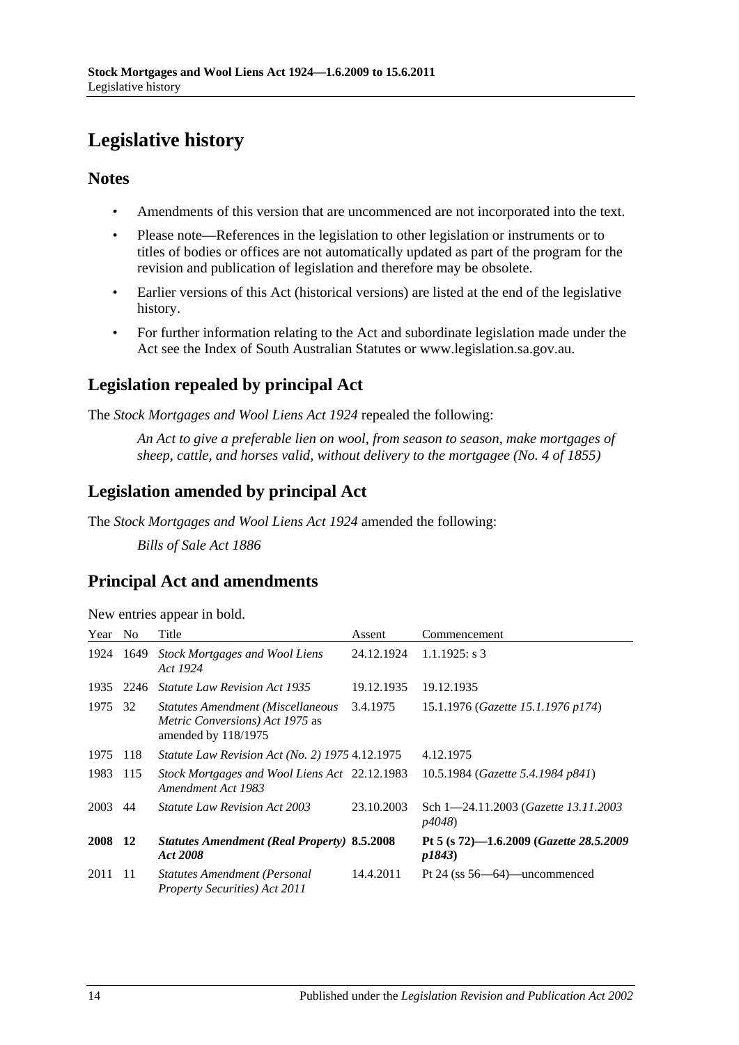# Legislative history

## Notes

- Amendments of this version that are uncommenced are not incorporated into the text.
- Please note—References in the legislation to other legislation or instruments or to titles of bodies or offices are not automatically updated as part of the program for the revision and publication of legislation and therefore may be obsolete.
- Earlier versions of this Act (historical versions) are listed at the end of the legislative history.
- For further information relating to the Act and subordinate legislation made under the Act see the Index of South Australian Statutes or www.legislation.sa.gov.au.

## Legislation repealed by principal Act

The *Stock Mortgages and Wool Liens Act 1924* repealed the following:

> *An Act to give a preferable lien on wool, from season to season, make mortgages of sheep, cattle, and horses valid, without delivery to the mortgagee (No. 4 of 1855)*

## Legislation amended by principal Act

The *Stock Mortgages and Wool Liens Act 1924* amended the following:

> *Bills of Sale Act 1886*

## Principal Act and amendments

New entries appear in bold.

| Year | No | Title | Assent | Commencement |
|---|---|---|---|---|
| 1924 | 1649 | *Stock Mortgages and Wool Liens Act 1924* | 24.12.1924 | 1.1.1925: s 3 |
| 1935 | 2246 | *Statute Law Revision Act 1935* | 19.12.1935 | 19.12.1935 |
| 1975 | 32 | *Statutes Amendment (Miscellaneous Metric Conversions) Act 1975* as amended by 118/1975 | 3.4.1975 | 15.1.1976 (*Gazette 15.1.1976 p174*) |
| 1975 | 118 | *Statute Law Revision Act (No. 2) 1975* | 4.12.1975 | 4.12.1975 |
| 1983 | 115 | *Stock Mortgages and Wool Liens Act Amendment Act 1983* | 22.12.1983 | 10.5.1984 (*Gazette 5.4.1984 p841*) |
| 2003 | 44 | *Statute Law Revision Act 2003* | 23.10.2003 | Sch 1—24.11.2003 (*Gazette 13.11.2003 p4048*) |
| **2008** | **12** | ***Statutes Amendment (Real Property) Act 2008*** | **8.5.2008** | **Pt 5 (s 72)—1.6.2009 (*Gazette 28.5.2009 p1843*)** |
| 2011 | 11 | *Statutes Amendment (Personal Property Securities) Act 2011* | 14.4.2011 | Pt 24 (ss 56—64)—uncommenced |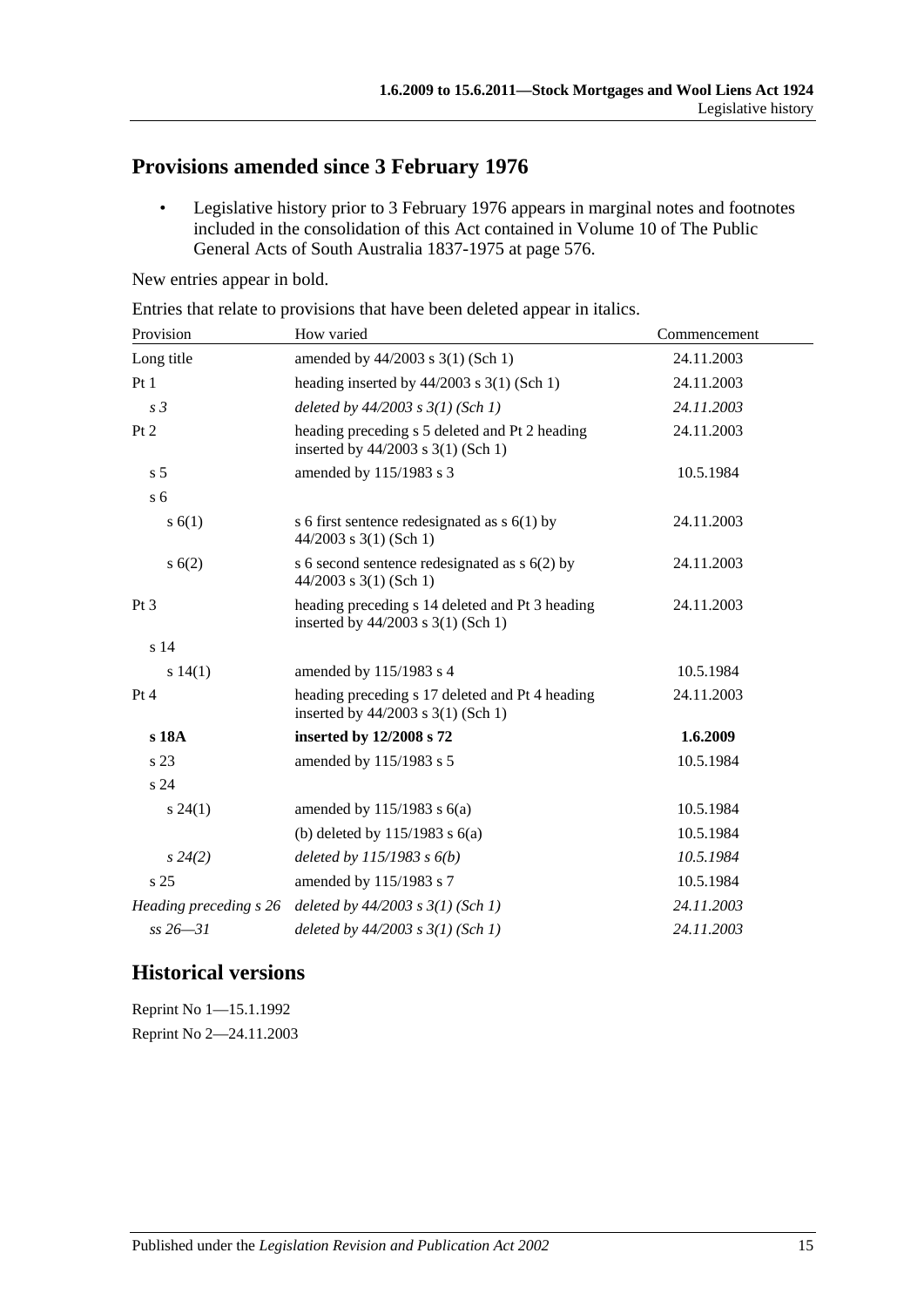## Provisions amended since 3 February 1976

- Legislative history prior to 3 February 1976 appears in marginal notes and footnotes included in the consolidation of this Act contained in Volume 10 of The Public General Acts of South Australia 1837-1975 at page 576.

New entries appear in bold.

Entries that relate to provisions that have been deleted appear in italics.

| Provision | How varied | Commencement |
|---|---|---|
| Long title | amended by 44/2003 s 3(1) (Sch 1) | 24.11.2003 |
| Pt 1 | heading inserted by 44/2003 s 3(1) (Sch 1) | 24.11.2003 |
| *s 3* | *deleted by 44/2003 s 3(1) (Sch 1)* | *24.11.2003* |
| Pt 2 | heading preceding s 5 deleted and Pt 2 heading inserted by 44/2003 s 3(1) (Sch 1) | 24.11.2003 |
| s 5 | amended by 115/1983 s 3 | 10.5.1984 |
| s 6 | | |
| s 6(1) | s 6 first sentence redesignated as s 6(1) by 44/2003 s 3(1) (Sch 1) | 24.11.2003 |
| s 6(2) | s 6 second sentence redesignated as s 6(2) by 44/2003 s 3(1) (Sch 1) | 24.11.2003 |
| Pt 3 | heading preceding s 14 deleted and Pt 3 heading inserted by 44/2003 s 3(1) (Sch 1) | 24.11.2003 |
| s 14 | | |
| s 14(1) | amended by 115/1983 s 4 | 10.5.1984 |
| Pt 4 | heading preceding s 17 deleted and Pt 4 heading inserted by 44/2003 s 3(1) (Sch 1) | 24.11.2003 |
| **s 18A** | **inserted by 12/2008 s 72** | **1.6.2009** |
| s 23 | amended by 115/1983 s 5 | 10.5.1984 |
| s 24 | | |
| s 24(1) | amended by 115/1983 s 6(a) | 10.5.1984 |
| | (b) deleted by 115/1983 s 6(a) | 10.5.1984 |
| *s 24(2)* | *deleted by 115/1983 s 6(b)* | *10.5.1984* |
| s 25 | amended by 115/1983 s 7 | 10.5.1984 |
| *Heading preceding s 26* | *deleted by 44/2003 s 3(1) (Sch 1)* | *24.11.2003* |
| *ss 26—31* | *deleted by 44/2003 s 3(1) (Sch 1)* | *24.11.2003* |

## Historical versions

Reprint No 1—15.1.1992

Reprint No 2—24.11.2003